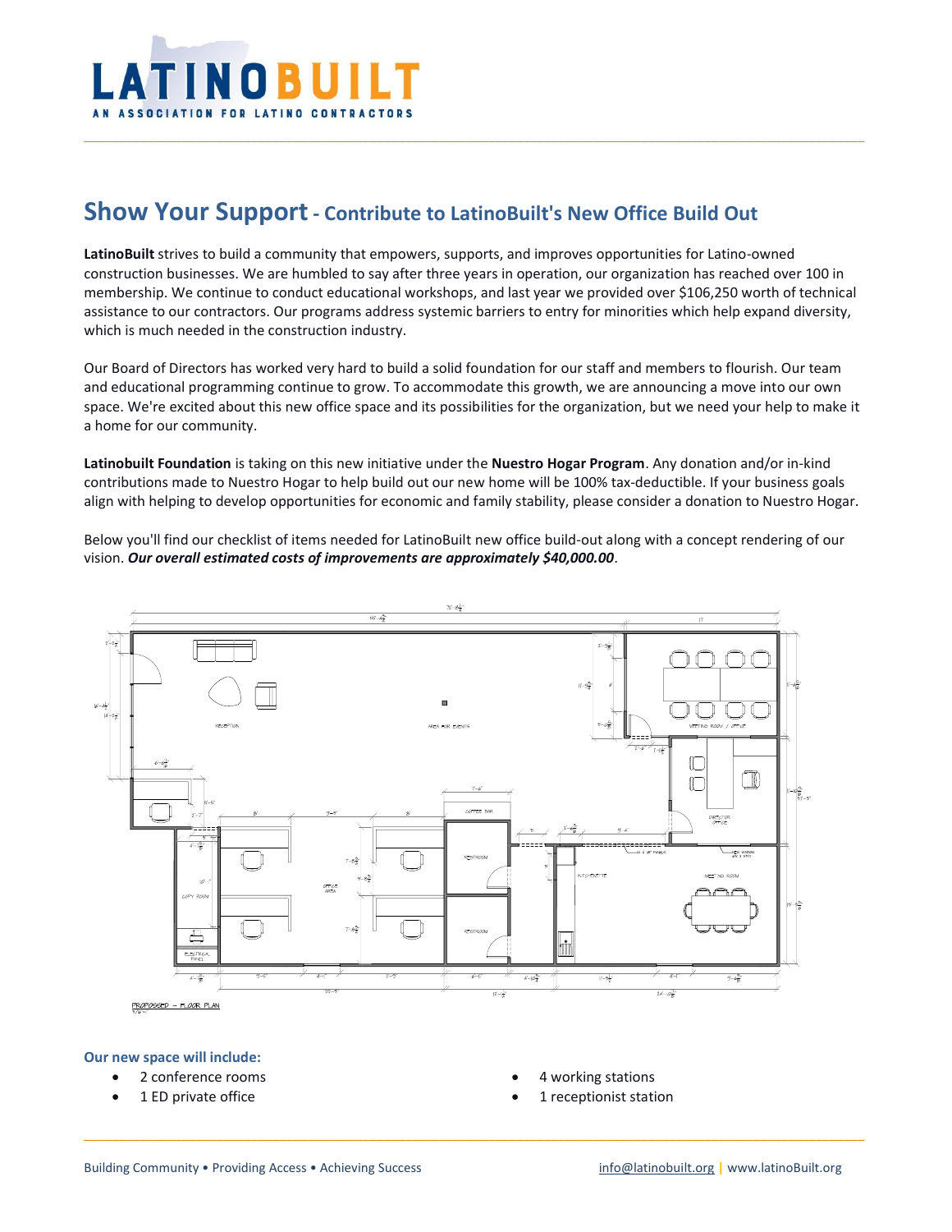# LATINOBUILT

AN ASSOCIATION FOR LATINO CONTRACTORS

## Show Your Support - Contribute to LatinoBuilt's New Office Build Out

**LatinoBuilt** strives to build a community that empowers, supports, and improves opportunities for Latino-owned construction businesses. We are humbled to say after three years in operation, our organization has reached over 100 in membership. We continue to conduct educational workshops, and last year we provided over $106,250 worth of technical assistance to our contractors. Our programs address systemic barriers to entry for minorities which help expand diversity, which is much needed in the construction industry.

Our Board of Directors has worked very hard to build a solid foundation for our staff and members to flourish. Our team and educational programming continue to grow. To accommodate this growth, we are announcing a move into our own space. We're excited about this new office space and its possibilities for the organization, but we need your help to make it a home for our community.

**Latinobuilt Foundation** is taking on this new initiative under the **Nuestro Hogar Program**. Any donation and/or in-kind contributions made to Nuestro Hogar to help build out our new home will be 100% tax-deductible. If your business goals align with helping to develop opportunities for economic and family stability, please consider a donation to Nuestro Hogar.

Below you'll find our checklist of items needed for LatinoBuilt new office build-out along with a concept rendering of our vision. ***Our overall estimated costs of improvements are approximately $40,000.00***.

PROPOSED – FLOOR PLAN

**Our new space will include:**

- 2 conference rooms
- 1 ED private office
- 4 working stations
- 1 receptionist station

Building Community • Providing Access • Achieving Success

info@latinobuilt.org | www.latinoBuilt.org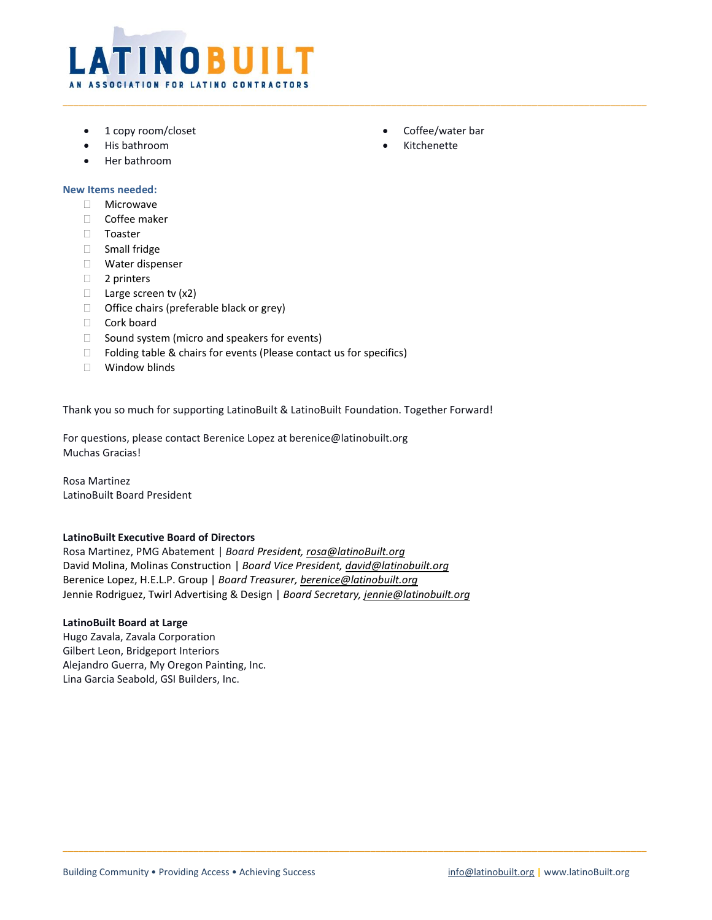- 1 copy room/closet
- His bathroom
- Her bathroom
- Coffee/water bar
- Kitchenette

**New Items needed:**

- Microwave
- Coffee maker
- Toaster
- Small fridge
- Water dispenser
- 2 printers
- Large screen tv (x2)
- Office chairs (preferable black or grey)
- Cork board
- Sound system (micro and speakers for events)
- Folding table & chairs for events (Please contact us for specifics)
- Window blinds

Thank you so much for supporting LatinoBuilt & LatinoBuilt Foundation. Together Forward!

For questions, please contact Berenice Lopez at berenice@latinobuilt.org
Muchas Gracias!

Rosa Martinez
LatinoBuilt Board President

**LatinoBuilt Executive Board of Directors**
Rosa Martinez, PMG Abatement | *Board President, rosa@latinoBuilt.org*
David Molina, Molinas Construction | *Board Vice President, david@latinobuilt.org*
Berenice Lopez, H.E.L.P. Group | *Board Treasurer, berenice@latinobuilt.org*
Jennie Rodriguez, Twirl Advertising & Design | *Board Secretary, jennie@latinobuilt.org*

**LatinoBuilt Board at Large**
Hugo Zavala, Zavala Corporation
Gilbert Leon, Bridgeport Interiors
Alejandro Guerra, My Oregon Painting, Inc.
Lina Garcia Seabold, GSI Builders, Inc.